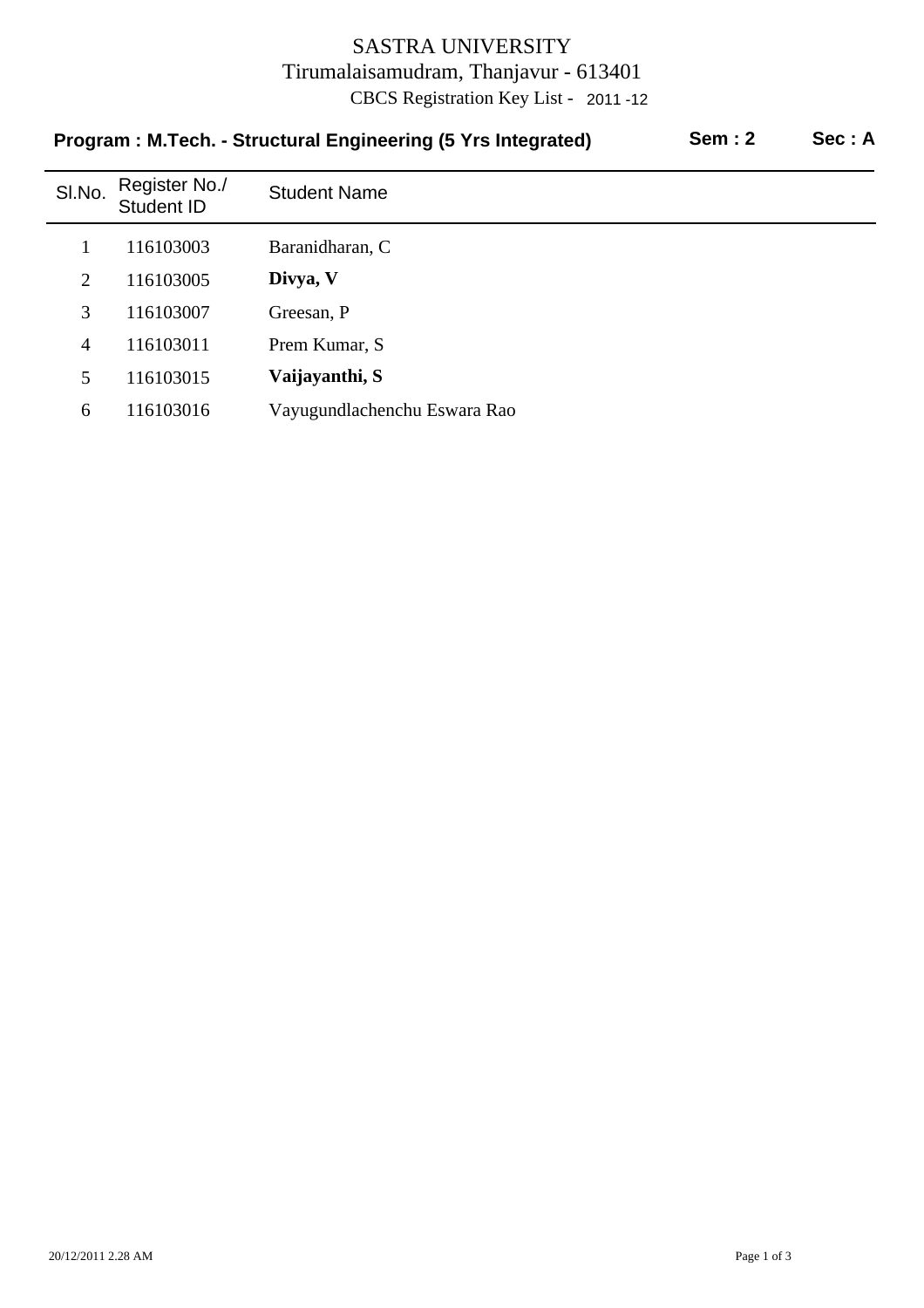# SASTRA UNIVERSITY

Tirumalaisamudram, Thanjavur - 613401

CBCS Registration Key List - 2011 -12

**Program : M.Tech. - Structural Engineering (5 Yrs Integrated)** **Sem : 2** **Sec : A**

| Sl.No. | Register No./ Student ID | Student Name |
|---|---|---|
| 1 | 116103003 | Baranidharan, C |
| 2 | 116103005 | **Divya, V** |
| 3 | 116103007 | Greesan, P |
| 4 | 116103011 | Prem Kumar, S |
| 5 | 116103015 | **Vaijayanthi, S** |
| 6 | 116103016 | Vayugundlachenchu Eswara Rao |

20/12/2011 2.28 AM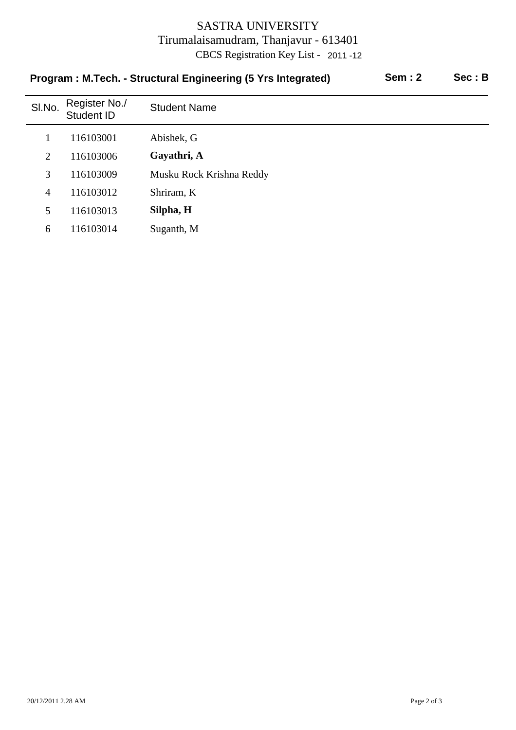# SASTRA UNIVERSITY

Tirumalaisamudram, Thanjavur - 613401

CBCS Registration Key List - 2011 -12

**Program : M.Tech. - Structural Engineering (5 Yrs Integrated)** **Sem : 2** **Sec : B**

| Sl.No. | Register No./ Student ID | Student Name |
|---|---|---|
| 1 | 116103001 | Abishek, G |
| 2 | 116103006 | **Gayathri, A** |
| 3 | 116103009 | Musku Rock Krishna Reddy |
| 4 | 116103012 | Shriram, K |
| 5 | 116103013 | **Silpha, H** |
| 6 | 116103014 | Suganth, M |

20/12/2011 2.28 AM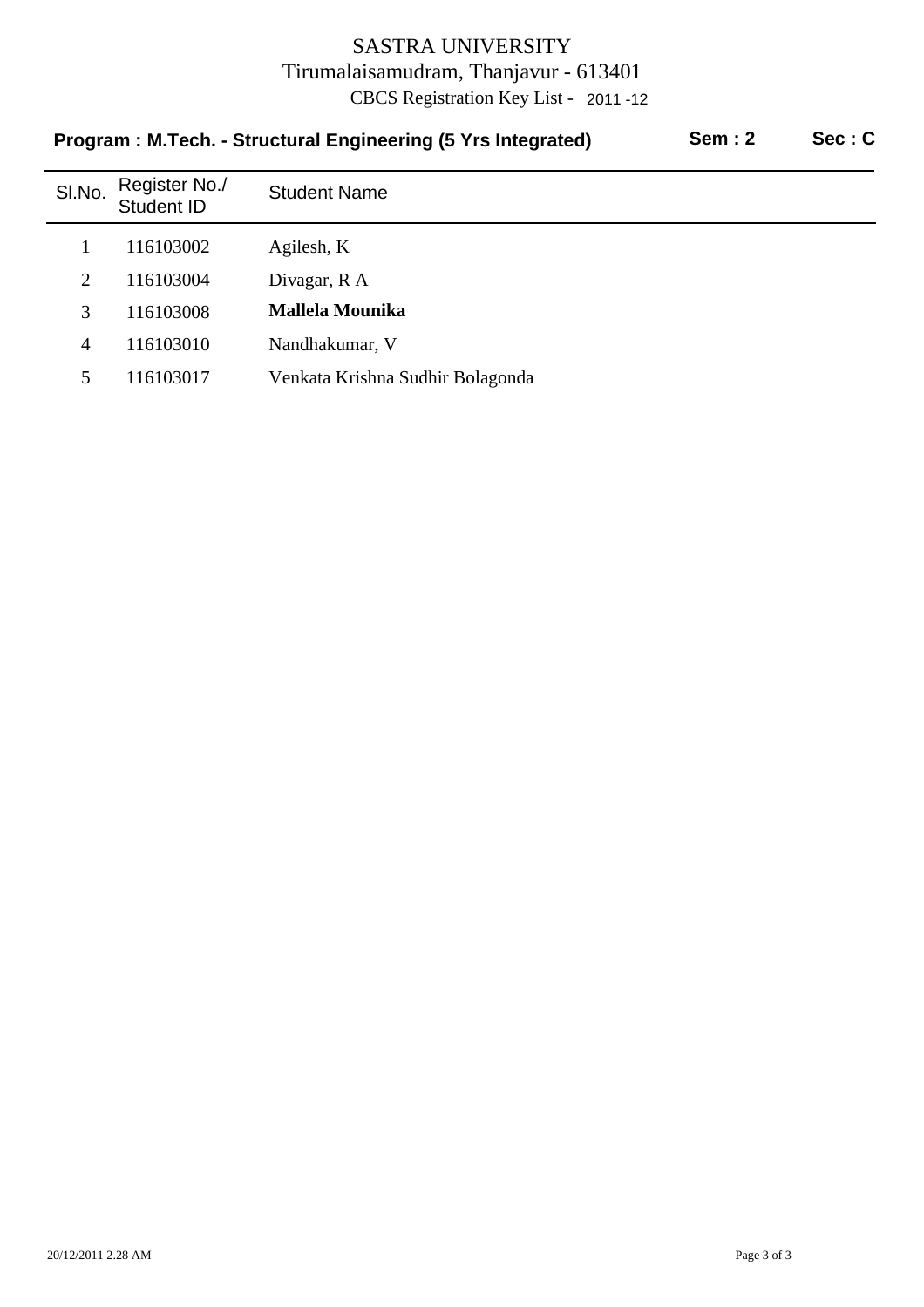# SASTRA UNIVERSITY

Tirumalaisamudram, Thanjavur - 613401

CBCS Registration Key List - 2011 -12

**Program : M.Tech. - Structural Engineering (5 Yrs Integrated)** **Sem : 2** **Sec : C**

| Sl.No. | Register No./ Student ID | Student Name |
|---|---|---|
| 1 | 116103002 | Agilesh, K |
| 2 | 116103004 | Divagar, R A |
| 3 | 116103008 | **Mallela Mounika** |
| 4 | 116103010 | Nandhakumar, V |
| 5 | 116103017 | Venkata Krishna Sudhir Bolagonda |

20/12/2011 2.28 AM